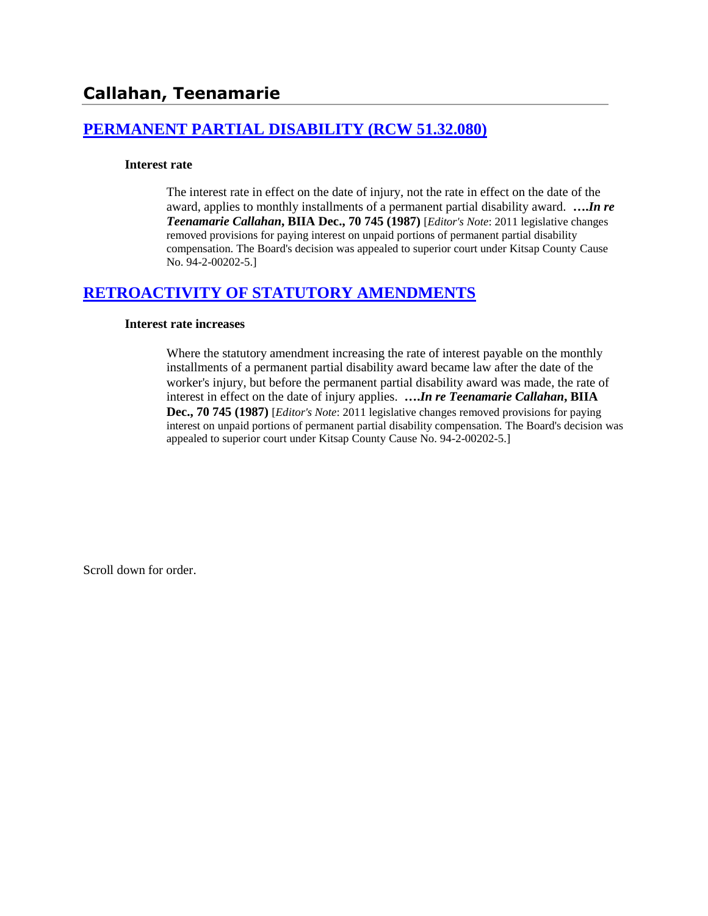## Callahan, Teenamarie

### [PERMANENT PARTIAL DISABILITY (RCW 51.32.080)]

**Interest rate**

The interest rate in effect on the date of injury, not the rate in effect on the date of the award, applies to monthly installments of a permanent partial disability award. ***….In re Teenamarie Callahan*, BIIA Dec., 70 745 (1987)** [*Editor's Note*: 2011 legislative changes removed provisions for paying interest on unpaid portions of permanent partial disability compensation. The Board's decision was appealed to superior court under Kitsap County Cause No. 94-2-00202-5.]

### [RETROACTIVITY OF STATUTORY AMENDMENTS]

**Interest rate increases**

Where the statutory amendment increasing the rate of interest payable on the monthly installments of a permanent partial disability award became law after the date of the worker's injury, but before the permanent partial disability award was made, the rate of interest in effect on the date of injury applies. ***….In re Teenamarie Callahan*, BIIA Dec., 70 745 (1987)** [*Editor's Note*: 2011 legislative changes removed provisions for paying interest on unpaid portions of permanent partial disability compensation. The Board's decision was appealed to superior court under Kitsap County Cause No. 94-2-00202-5.]

Scroll down for order.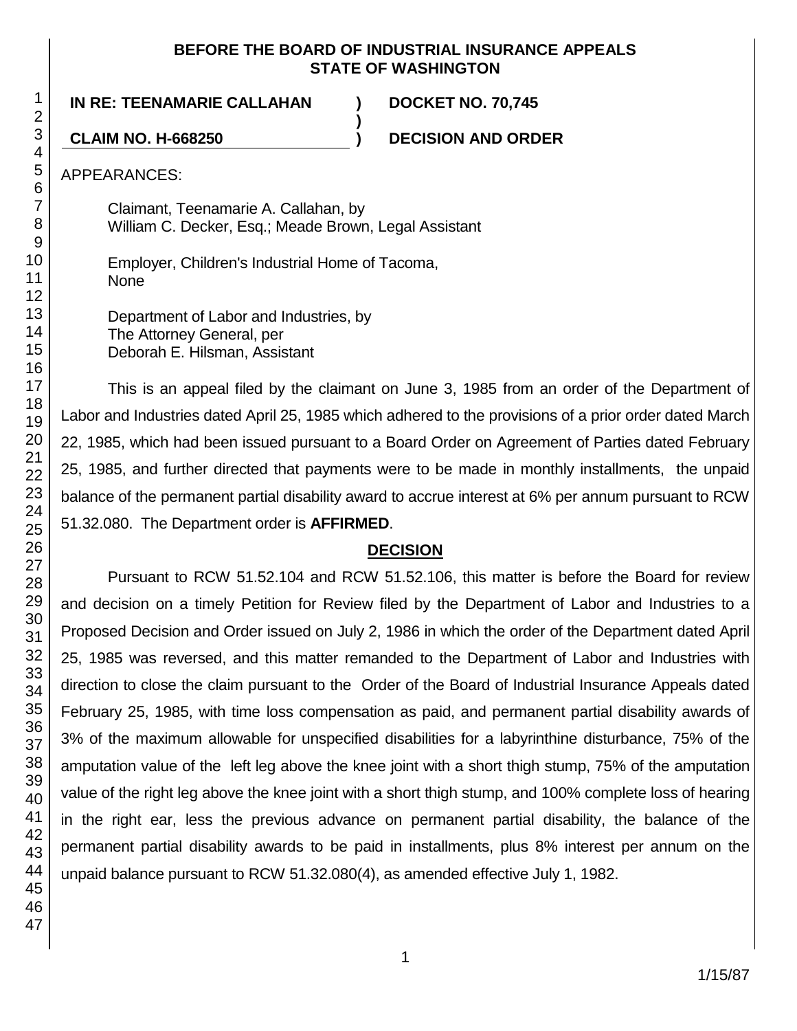**BEFORE THE BOARD OF INDUSTRIAL INSURANCE APPEALS STATE OF WASHINGTON**

**IN RE: TEENAMARIE CALLAHAN** ) **DOCKET NO. 70,745**
)
**CLAIM NO. H-668250** ) **DECISION AND ORDER**

APPEARANCES:

Claimant, Teenamarie A. Callahan, by
William C. Decker, Esq.; Meade Brown, Legal Assistant

Employer, Children's Industrial Home of Tacoma,
None

Department of Labor and Industries, by
The Attorney General, per
Deborah E. Hilsman, Assistant

This is an appeal filed by the claimant on June 3, 1985 from an order of the Department of Labor and Industries dated April 25, 1985 which adhered to the provisions of a prior order dated March 22, 1985, which had been issued pursuant to a Board Order on Agreement of Parties dated February 25, 1985, and further directed that payments were to be made in monthly installments, the unpaid balance of the permanent partial disability award to accrue interest at 6% per annum pursuant to RCW 51.32.080. The Department order is **AFFIRMED**.

## DECISION

Pursuant to RCW 51.52.104 and RCW 51.52.106, this matter is before the Board for review and decision on a timely Petition for Review filed by the Department of Labor and Industries to a Proposed Decision and Order issued on July 2, 1986 in which the order of the Department dated April 25, 1985 was reversed, and this matter remanded to the Department of Labor and Industries with direction to close the claim pursuant to the Order of the Board of Industrial Insurance Appeals dated February 25, 1985, with time loss compensation as paid, and permanent partial disability awards of 3% of the maximum allowable for unspecified disabilities for a labyrinthine disturbance, 75% of the amputation value of the left leg above the knee joint with a short thigh stump, 75% of the amputation value of the right leg above the knee joint with a short thigh stump, and 100% complete loss of hearing in the right ear, less the previous advance on permanent partial disability, the balance of the permanent partial disability awards to be paid in installments, plus 8% interest per annum on the unpaid balance pursuant to RCW 51.32.080(4), as amended effective July 1, 1982.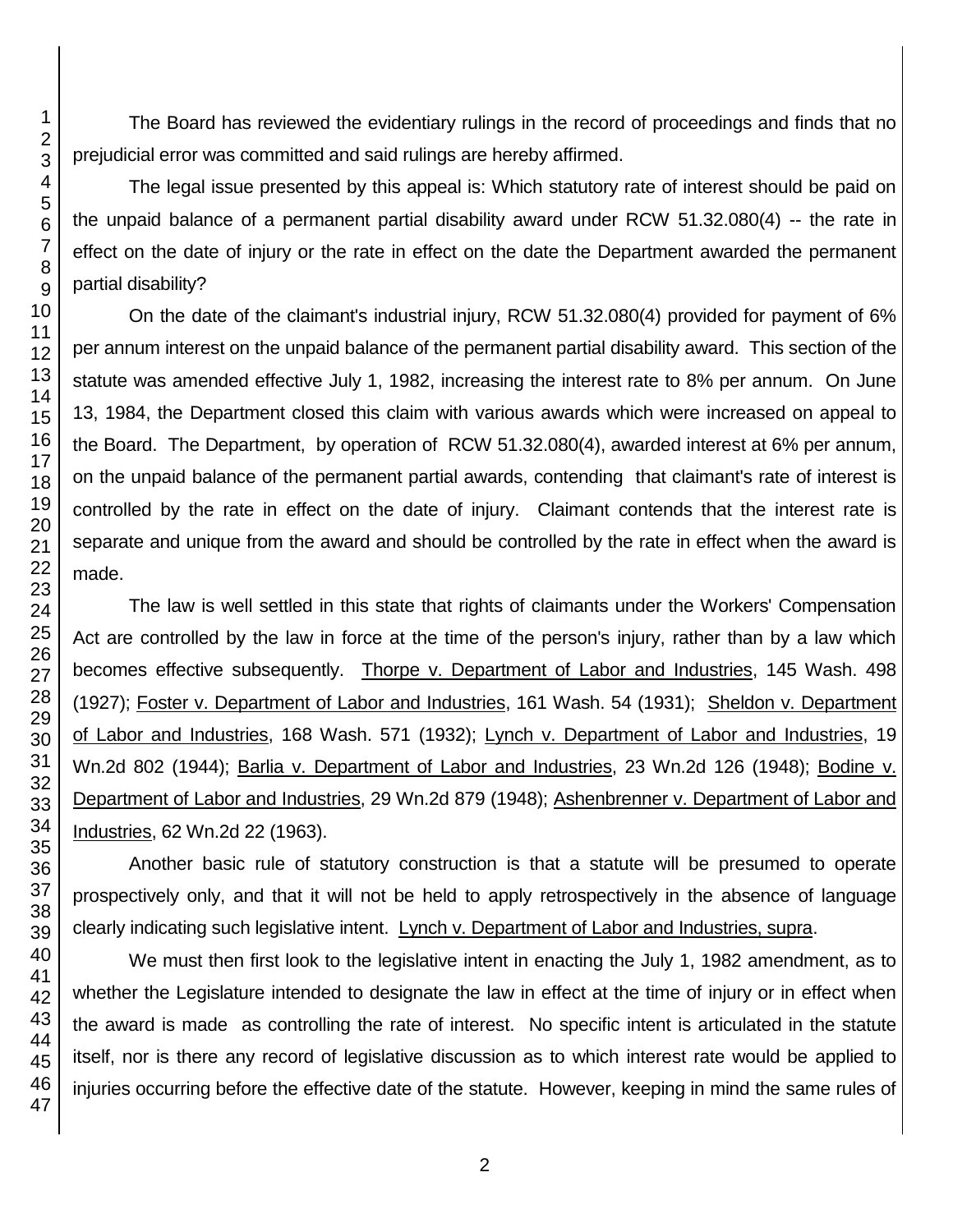The Board has reviewed the evidentiary rulings in the record of proceedings and finds that no prejudicial error was committed and said rulings are hereby affirmed.

The legal issue presented by this appeal is: Which statutory rate of interest should be paid on the unpaid balance of a permanent partial disability award under RCW 51.32.080(4) -- the rate in effect on the date of injury or the rate in effect on the date the Department awarded the permanent partial disability?

On the date of the claimant's industrial injury, RCW 51.32.080(4) provided for payment of 6% per annum interest on the unpaid balance of the permanent partial disability award. This section of the statute was amended effective July 1, 1982, increasing the interest rate to 8% per annum. On June 13, 1984, the Department closed this claim with various awards which were increased on appeal to the Board. The Department, by operation of RCW 51.32.080(4), awarded interest at 6% per annum, on the unpaid balance of the permanent partial awards, contending that claimant's rate of interest is controlled by the rate in effect on the date of injury. Claimant contends that the interest rate is separate and unique from the award and should be controlled by the rate in effect when the award is made.

The law is well settled in this state that rights of claimants under the Workers' Compensation Act are controlled by the law in force at the time of the person's injury, rather than by a law which becomes effective subsequently. Thorpe v. Department of Labor and Industries, 145 Wash. 498 (1927); Foster v. Department of Labor and Industries, 161 Wash. 54 (1931); Sheldon v. Department of Labor and Industries, 168 Wash. 571 (1932); Lynch v. Department of Labor and Industries, 19 Wn.2d 802 (1944); Barlia v. Department of Labor and Industries, 23 Wn.2d 126 (1948); Bodine v. Department of Labor and Industries, 29 Wn.2d 879 (1948); Ashenbrenner v. Department of Labor and Industries, 62 Wn.2d 22 (1963).

Another basic rule of statutory construction is that a statute will be presumed to operate prospectively only, and that it will not be held to apply retrospectively in the absence of language clearly indicating such legislative intent. Lynch v. Department of Labor and Industries, supra.

We must then first look to the legislative intent in enacting the July 1, 1982 amendment, as to whether the Legislature intended to designate the law in effect at the time of injury or in effect when the award is made as controlling the rate of interest. No specific intent is articulated in the statute itself, nor is there any record of legislative discussion as to which interest rate would be applied to injuries occurring before the effective date of the statute. However, keeping in mind the same rules of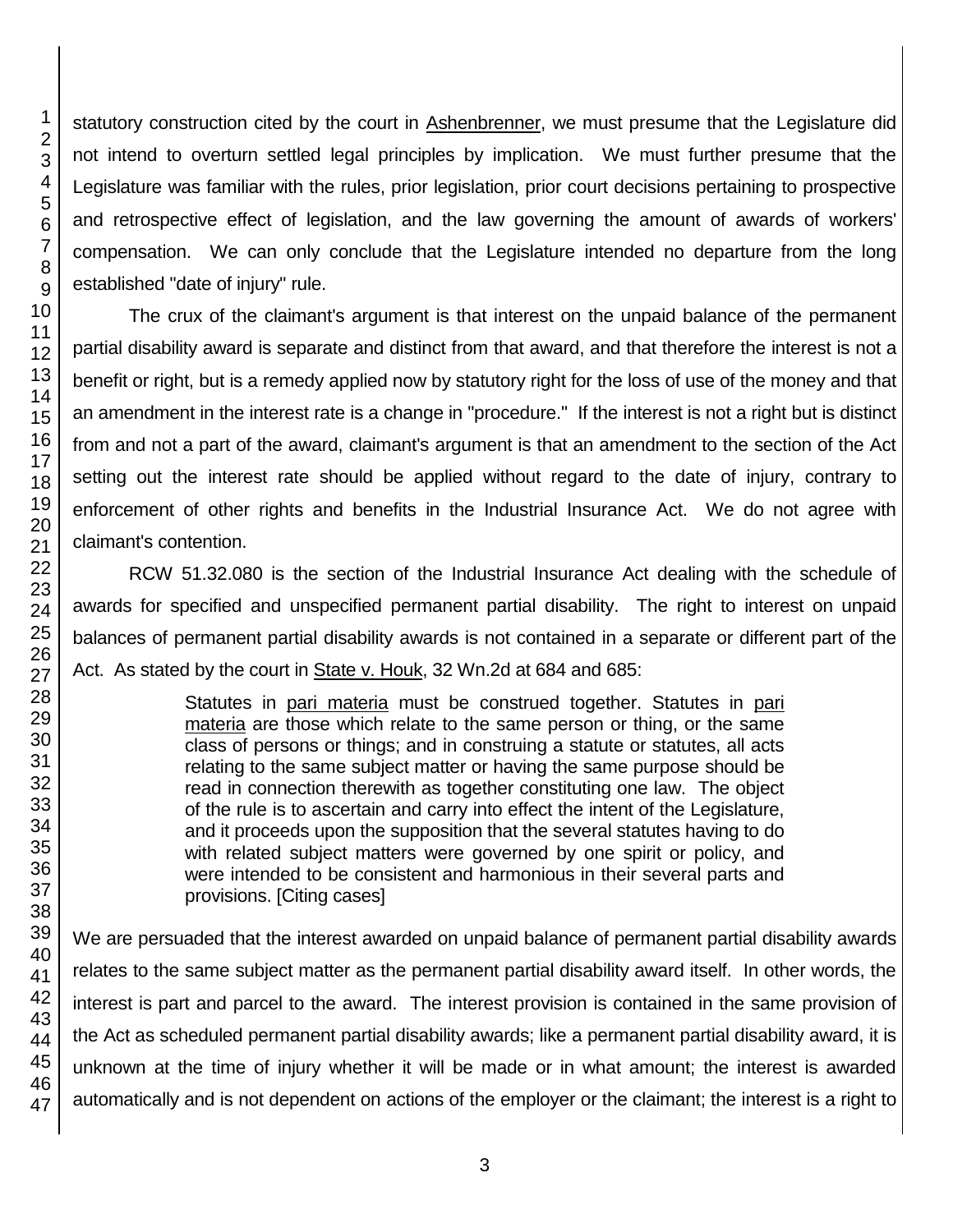statutory construction cited by the court in Ashenbrenner, we must presume that the Legislature did not intend to overturn settled legal principles by implication. We must further presume that the Legislature was familiar with the rules, prior legislation, prior court decisions pertaining to prospective and retrospective effect of legislation, and the law governing the amount of awards of workers' compensation. We can only conclude that the Legislature intended no departure from the long established "date of injury" rule.

The crux of the claimant's argument is that interest on the unpaid balance of the permanent partial disability award is separate and distinct from that award, and that therefore the interest is not a benefit or right, but is a remedy applied now by statutory right for the loss of use of the money and that an amendment in the interest rate is a change in "procedure." If the interest is not a right but is distinct from and not a part of the award, claimant's argument is that an amendment to the section of the Act setting out the interest rate should be applied without regard to the date of injury, contrary to enforcement of other rights and benefits in the Industrial Insurance Act. We do not agree with claimant's contention.

RCW 51.32.080 is the section of the Industrial Insurance Act dealing with the schedule of awards for specified and unspecified permanent partial disability. The right to interest on unpaid balances of permanent partial disability awards is not contained in a separate or different part of the Act. As stated by the court in State v. Houk, 32 Wn.2d at 684 and 685:

> Statutes in pari materia must be construed together. Statutes in pari materia are those which relate to the same person or thing, or the same class of persons or things; and in construing a statute or statutes, all acts relating to the same subject matter or having the same purpose should be read in connection therewith as together constituting one law. The object of the rule is to ascertain and carry into effect the intent of the Legislature, and it proceeds upon the supposition that the several statutes having to do with related subject matters were governed by one spirit or policy, and were intended to be consistent and harmonious in their several parts and provisions. [Citing cases]

We are persuaded that the interest awarded on unpaid balance of permanent partial disability awards relates to the same subject matter as the permanent partial disability award itself. In other words, the interest is part and parcel to the award. The interest provision is contained in the same provision of the Act as scheduled permanent partial disability awards; like a permanent partial disability award, it is unknown at the time of injury whether it will be made or in what amount; the interest is awarded automatically and is not dependent on actions of the employer or the claimant; the interest is a right to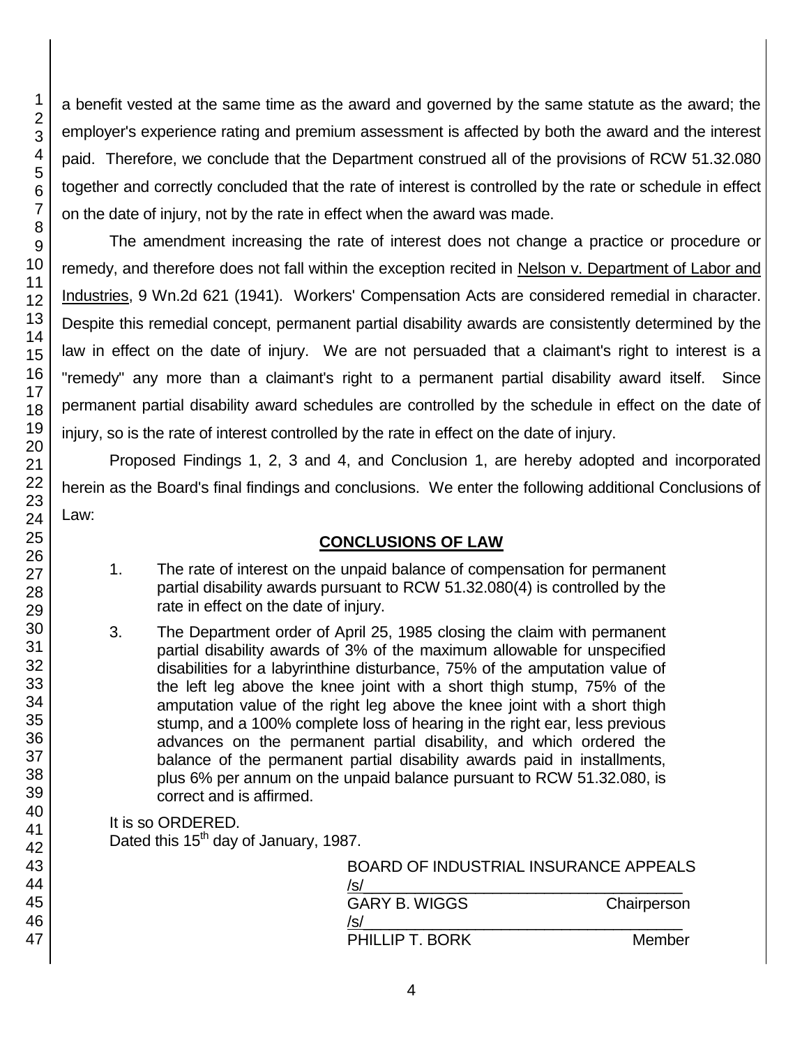a benefit vested at the same time as the award and governed by the same statute as the award; the employer's experience rating and premium assessment is affected by both the award and the interest paid. Therefore, we conclude that the Department construed all of the provisions of RCW 51.32.080 together and correctly concluded that the rate of interest is controlled by the rate or schedule in effect on the date of injury, not by the rate in effect when the award was made.

The amendment increasing the rate of interest does not change a practice or procedure or remedy, and therefore does not fall within the exception recited in Nelson v. Department of Labor and Industries, 9 Wn.2d 621 (1941). Workers' Compensation Acts are considered remedial in character. Despite this remedial concept, permanent partial disability awards are consistently determined by the law in effect on the date of injury. We are not persuaded that a claimant's right to interest is a "remedy" any more than a claimant's right to a permanent partial disability award itself. Since permanent partial disability award schedules are controlled by the schedule in effect on the date of injury, so is the rate of interest controlled by the rate in effect on the date of injury.

Proposed Findings 1, 2, 3 and 4, and Conclusion 1, are hereby adopted and incorporated herein as the Board's final findings and conclusions. We enter the following additional Conclusions of Law:

## CONCLUSIONS OF LAW

1. The rate of interest on the unpaid balance of compensation for permanent partial disability awards pursuant to RCW 51.32.080(4) is controlled by the rate in effect on the date of injury.

3. The Department order of April 25, 1985 closing the claim with permanent partial disability awards of 3% of the maximum allowable for unspecified disabilities for a labyrinthine disturbance, 75% of the amputation value of the left leg above the knee joint with a short thigh stump, 75% of the amputation value of the right leg above the knee joint with a short thigh stump, and a 100% complete loss of hearing in the right ear, less previous advances on the permanent partial disability, and which ordered the balance of the permanent partial disability awards paid in installments, plus 6% per annum on the unpaid balance pursuant to RCW 51.32.080, is correct and is affirmed.

It is so ORDERED.

Dated this 15th day of January, 1987.

BOARD OF INDUSTRIAL INSURANCE APPEALS

/s/
GARY B. WIGGS Chairperson

/s/
PHILLIP T. BORK Member